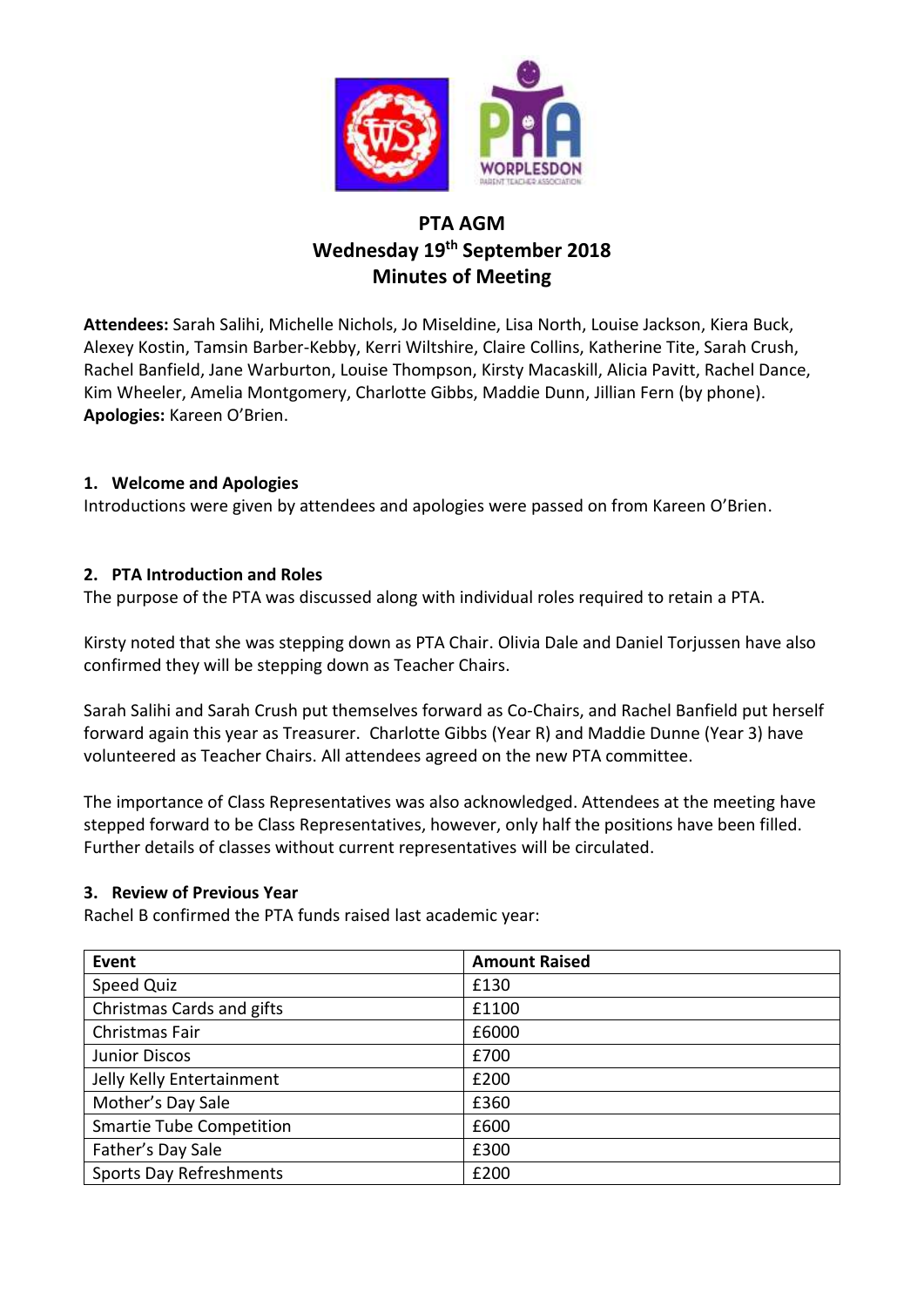# PTA AGM
## Wednesday 19th September 2018
## Minutes of Meeting

**Attendees:** Sarah Salihi, Michelle Nichols, Jo Miseldine, Lisa North, Louise Jackson, Kiera Buck, Alexey Kostin, Tamsin Barber-Kebby, Kerri Wiltshire, Claire Collins, Katherine Tite, Sarah Crush, Rachel Banfield, Jane Warburton, Louise Thompson, Kirsty Macaskill, Alicia Pavitt, Rachel Dance, Kim Wheeler, Amelia Montgomery, Charlotte Gibbs, Maddie Dunn, Jillian Fern (by phone).
**Apologies:** Kareen O'Brien.

### 1. Welcome and Apologies

Introductions were given by attendees and apologies were passed on from Kareen O'Brien.

### 2. PTA Introduction and Roles

The purpose of the PTA was discussed along with individual roles required to retain a PTA.

Kirsty noted that she was stepping down as PTA Chair. Olivia Dale and Daniel Torjussen have also confirmed they will be stepping down as Teacher Chairs.

Sarah Salihi and Sarah Crush put themselves forward as Co-Chairs, and Rachel Banfield put herself forward again this year as Treasurer. Charlotte Gibbs (Year R) and Maddie Dunne (Year 3) have volunteered as Teacher Chairs. All attendees agreed on the new PTA committee.

The importance of Class Representatives was also acknowledged. Attendees at the meeting have stepped forward to be Class Representatives, however, only half the positions have been filled. Further details of classes without current representatives will be circulated.

### 3. Review of Previous Year

Rachel B confirmed the PTA funds raised last academic year:

| Event | Amount Raised |
|---|---|
| Speed Quiz | £130 |
| Christmas Cards and gifts | £1100 |
| Christmas Fair | £6000 |
| Junior Discos | £700 |
| Jelly Kelly Entertainment | £200 |
| Mother's Day Sale | £360 |
| Smartie Tube Competition | £600 |
| Father's Day Sale | £300 |
| Sports Day Refreshments | £200 |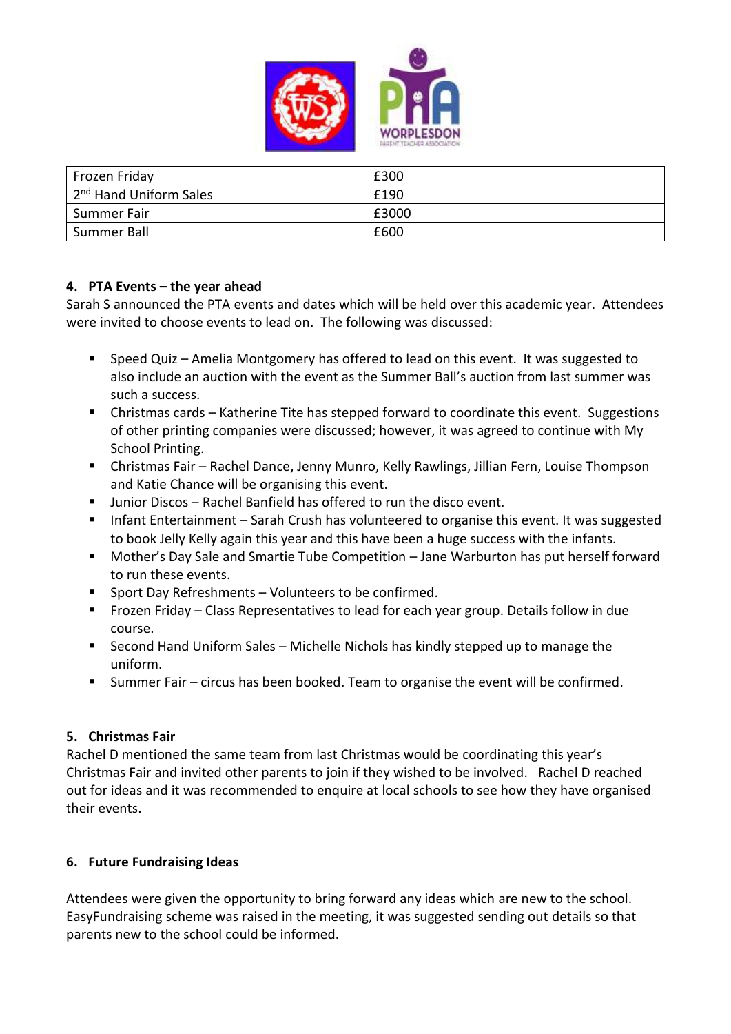| Frozen Friday | £300 |
|---|---|
| 2nd Hand Uniform Sales | £190 |
| Summer Fair | £3000 |
| Summer Ball | £600 |

## 4. PTA Events – the year ahead

Sarah S announced the PTA events and dates which will be held over this academic year. Attendees were invited to choose events to lead on. The following was discussed:

- Speed Quiz – Amelia Montgomery has offered to lead on this event. It was suggested to also include an auction with the event as the Summer Ball's auction from last summer was such a success.
- Christmas cards – Katherine Tite has stepped forward to coordinate this event. Suggestions of other printing companies were discussed; however, it was agreed to continue with My School Printing.
- Christmas Fair – Rachel Dance, Jenny Munro, Kelly Rawlings, Jillian Fern, Louise Thompson and Katie Chance will be organising this event.
- Junior Discos – Rachel Banfield has offered to run the disco event.
- Infant Entertainment – Sarah Crush has volunteered to organise this event. It was suggested to book Jelly Kelly again this year and this have been a huge success with the infants.
- Mother's Day Sale and Smartie Tube Competition – Jane Warburton has put herself forward to run these events.
- Sport Day Refreshments – Volunteers to be confirmed.
- Frozen Friday – Class Representatives to lead for each year group. Details follow in due course.
- Second Hand Uniform Sales – Michelle Nichols has kindly stepped up to manage the uniform.
- Summer Fair – circus has been booked. Team to organise the event will be confirmed.

## 5. Christmas Fair

Rachel D mentioned the same team from last Christmas would be coordinating this year's Christmas Fair and invited other parents to join if they wished to be involved. Rachel D reached out for ideas and it was recommended to enquire at local schools to see how they have organised their events.

## 6. Future Fundraising Ideas

Attendees were given the opportunity to bring forward any ideas which are new to the school. EasyFundraising scheme was raised in the meeting, it was suggested sending out details so that parents new to the school could be informed.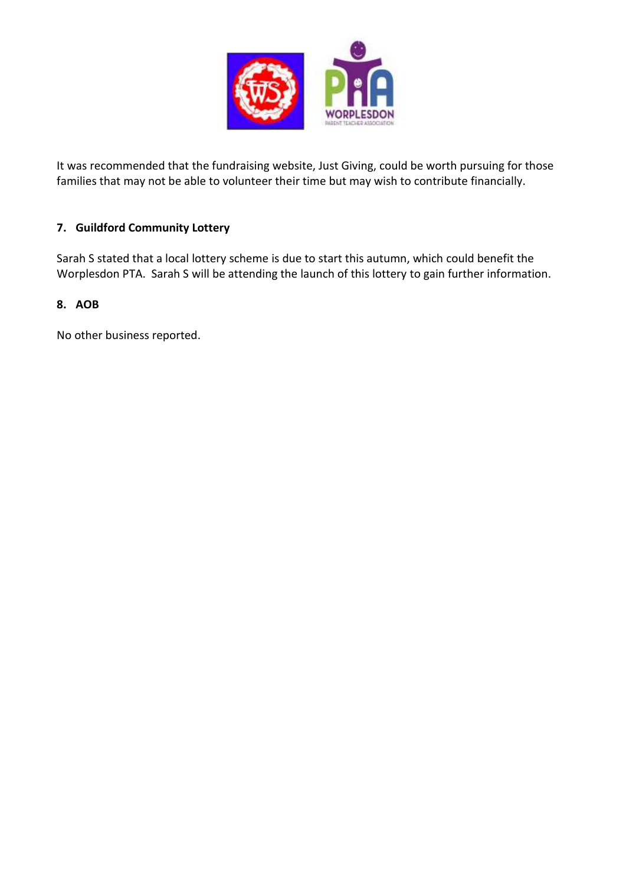It was recommended that the fundraising website, Just Giving, could be worth pursuing for those families that may not be able to volunteer their time but may wish to contribute financially.

### 7. Guildford Community Lottery

Sarah S stated that a local lottery scheme is due to start this autumn, which could benefit the Worplesdon PTA. Sarah S will be attending the launch of this lottery to gain further information.

### 8. AOB

No other business reported.